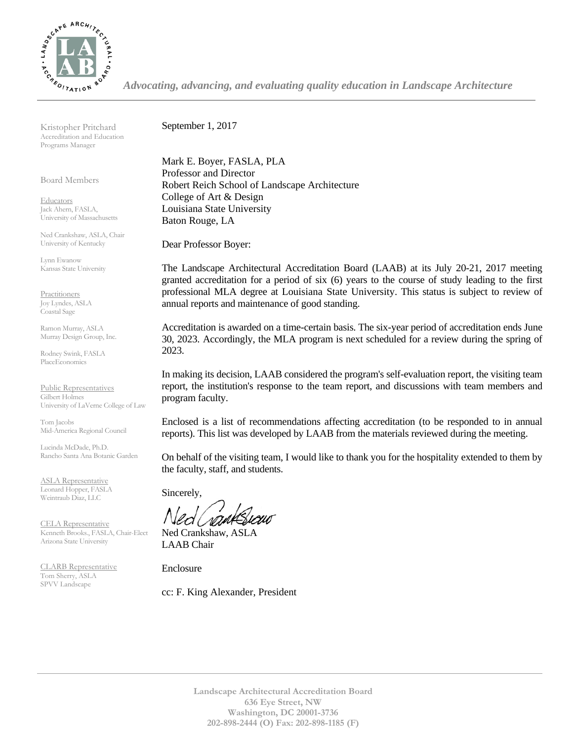*Advocating, advancing, and evaluating quality education in Landscape Architecture*

Kristopher Pritchard
Accreditation and Education Programs Manager

Board Members

Educators
Jack Ahern, FASLA, University of Massachusetts

Ned Crankshaw, ASLA, Chair
University of Kentucky

Lynn Ewanow
Kansas State University

Practitioners
Joy Lyndes, ASLA
Coastal Sage

Ramon Murray, ASLA
Murray Design Group, Inc.

Rodney Swink, FASLA
PlaceEconomics

Public Representatives
Gilbert Holmes
University of LaVerne College of Law

Tom Jacobs
Mid-America Regional Council

Lucinda McDade, Ph.D.
Rancho Santa Ana Botanic Garden

ASLA Representative
Leonard Hopper, FASLA
Weintraub Diaz, LLC

CELA Representative
Kenneth Brooks., FASLA, Chair-Elect
Arizona State University

CLARB Representative
Tom Sherry, ASLA
SPVV Landscape

---

September 1, 2017

Mark E. Boyer, FASLA, PLA
Professor and Director
Robert Reich School of Landscape Architecture
College of Art & Design
Louisiana State University
Baton Rouge, LA

Dear Professor Boyer:

The Landscape Architectural Accreditation Board (LAAB) at its July 20-21, 2017 meeting granted accreditation for a period of six (6) years to the course of study leading to the first professional MLA degree at Louisiana State University. This status is subject to review of annual reports and maintenance of good standing.

Accreditation is awarded on a time-certain basis. The six-year period of accreditation ends June 30, 2023. Accordingly, the MLA program is next scheduled for a review during the spring of 2023.

In making its decision, LAAB considered the program's self-evaluation report, the visiting team report, the institution's response to the team report, and discussions with team members and program faculty.

Enclosed is a list of recommendations affecting accreditation (to be responded to in annual reports). This list was developed by LAAB from the materials reviewed during the meeting.

On behalf of the visiting team, I would like to thank you for the hospitality extended to them by the faculty, staff, and students.

Sincerely,

Ned Crankshaw, ASLA
LAAB Chair

Enclosure

cc: F. King Alexander, President

---

**Landscape Architectural Accreditation Board**
**636 Eye Street, NW**
**Washington, DC 20001-3736**
**202-898-2444 (O) Fax: 202-898-1185 (F)**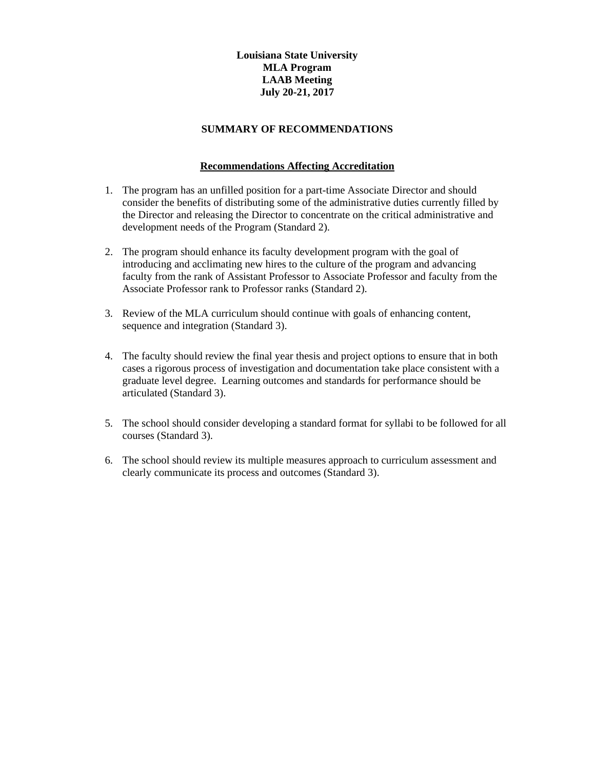**Louisiana State University**
**MLA Program**
**LAAB Meeting**
**July 20-21, 2017**

## SUMMARY OF RECOMMENDATIONS

### Recommendations Affecting Accreditation

1. The program has an unfilled position for a part-time Associate Director and should consider the benefits of distributing some of the administrative duties currently filled by the Director and releasing the Director to concentrate on the critical administrative and development needs of the Program (Standard 2).

2. The program should enhance its faculty development program with the goal of introducing and acclimating new hires to the culture of the program and advancing faculty from the rank of Assistant Professor to Associate Professor and faculty from the Associate Professor rank to Professor ranks (Standard 2).

3. Review of the MLA curriculum should continue with goals of enhancing content, sequence and integration (Standard 3).

4. The faculty should review the final year thesis and project options to ensure that in both cases a rigorous process of investigation and documentation take place consistent with a graduate level degree. Learning outcomes and standards for performance should be articulated (Standard 3).

5. The school should consider developing a standard format for syllabi to be followed for all courses (Standard 3).

6. The school should review its multiple measures approach to curriculum assessment and clearly communicate its process and outcomes (Standard 3).